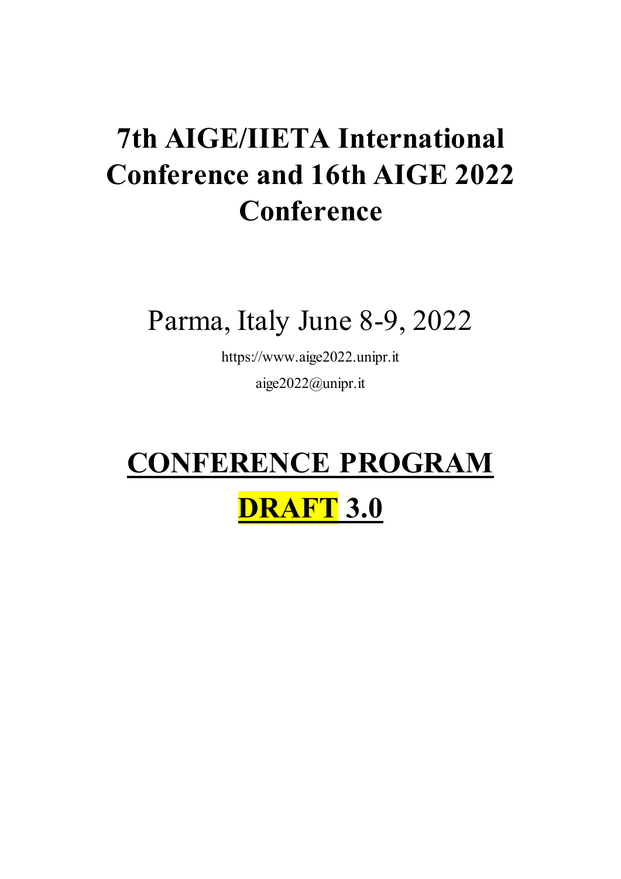# 7th AIGE/IIETA International Conference and 16th AIGE 2022 Conference

Parma, Italy June 8-9, 2022

https://www.aige2022.unipr.it

aige2022@unipr.it

# CONFERENCE PROGRAM

# DRAFT 3.0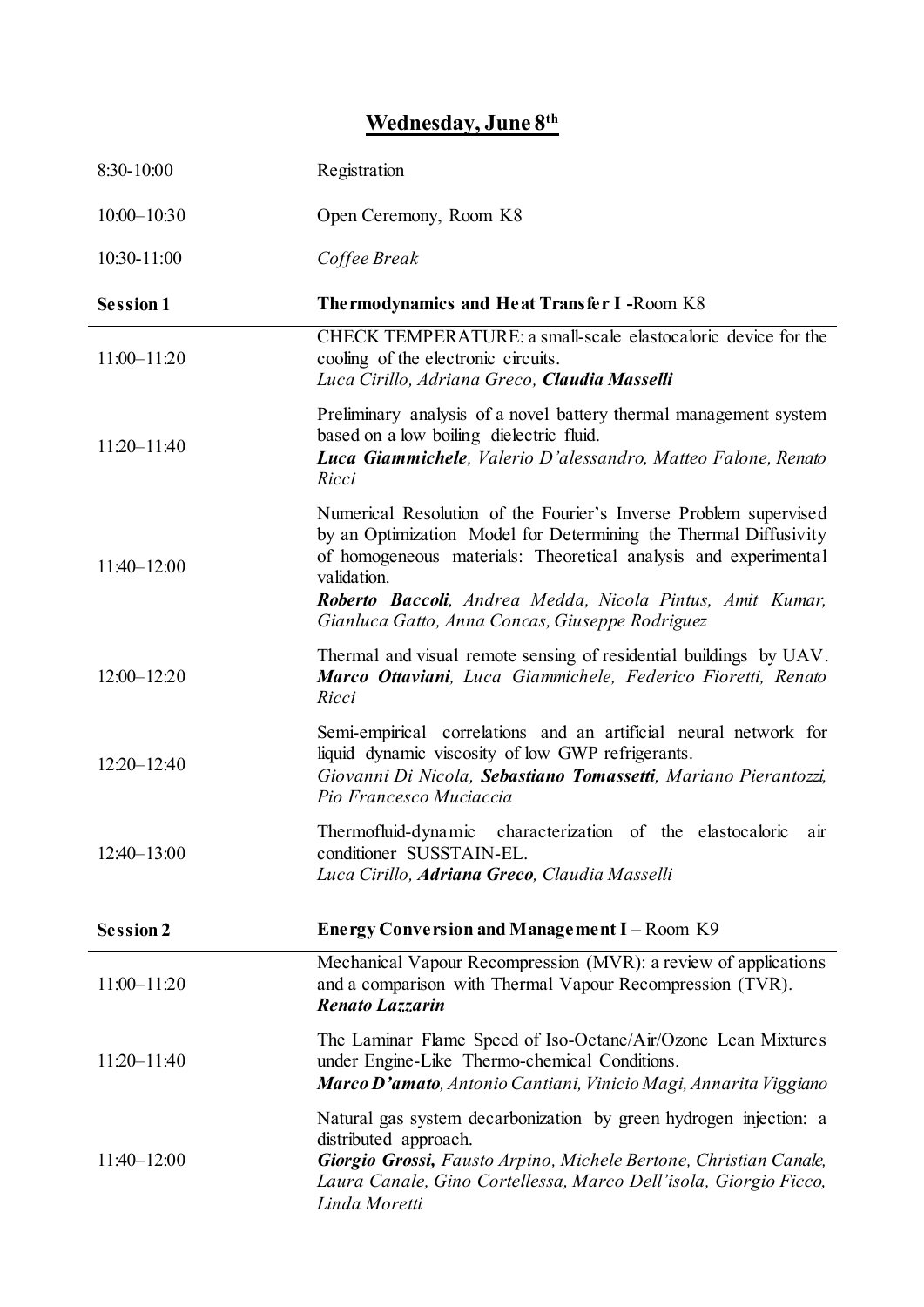# Wednesday, June 8th

| | |
|---|---|
| 8:30-10:00 | Registration |
| 10:00–10:30 | Open Ceremony, Room K8 |
| 10:30-11:00 | *Coffee Break* |
| **Session 1** | **Thermodynamics and Heat Transfer I** -Room K8 |
| 11:00–11:20 | CHECK TEMPERATURE: a small-scale elastocaloric device for the cooling of the electronic circuits.<br>*Luca Cirillo, Adriana Greco,* ***Claudia Masselli*** |
| 11:20–11:40 | Preliminary analysis of a novel battery thermal management system based on a low boiling dielectric fluid.<br>***Luca Giammichele****, Valerio D'alessandro, Matteo Falone, Renato Ricci* |
| 11:40–12:00 | Numerical Resolution of the Fourier's Inverse Problem supervised by an Optimization Model for Determining the Thermal Diffusivity of homogeneous materials: Theoretical analysis and experimental validation.<br>***Roberto Baccoli****, Andrea Medda, Nicola Pintus, Amit Kumar, Gianluca Gatto, Anna Concas, Giuseppe Rodriguez* |
| 12:00–12:20 | Thermal and visual remote sensing of residential buildings by UAV.<br>***Marco Ottaviani****, Luca Giammichele, Federico Fioretti, Renato Ricci* |
| 12:20–12:40 | Semi-empirical correlations and an artificial neural network for liquid dynamic viscosity of low GWP refrigerants.<br>*Giovanni Di Nicola,* ***Sebastiano Tomassetti****, Mariano Pierantozzi, Pio Francesco Muciaccia* |
| 12:40–13:00 | Thermofluid-dynamic characterization of the elastocaloric air conditioner SUSSTAIN-EL.<br>*Luca Cirillo,* ***Adriana Greco****, Claudia Masselli* |
| **Session 2** | **Energy Conversion and Management I** – Room K9 |
| 11:00–11:20 | Mechanical Vapour Recompression (MVR): a review of applications and a comparison with Thermal Vapour Recompression (TVR).<br>***Renato Lazzarin*** |
| 11:20–11:40 | The Laminar Flame Speed of Iso-Octane/Air/Ozone Lean Mixtures under Engine-Like Thermo-chemical Conditions.<br>***Marco D'amato****, Antonio Cantiani, Vinicio Magi, Annarita Viggiano* |
| 11:40–12:00 | Natural gas system decarbonization by green hydrogen injection: a distributed approach.<br>***Giorgio Grossi,*** *Fausto Arpino, Michele Bertone, Christian Canale, Laura Canale, Gino Cortellessa, Marco Dell'isola, Giorgio Ficco, Linda Moretti* |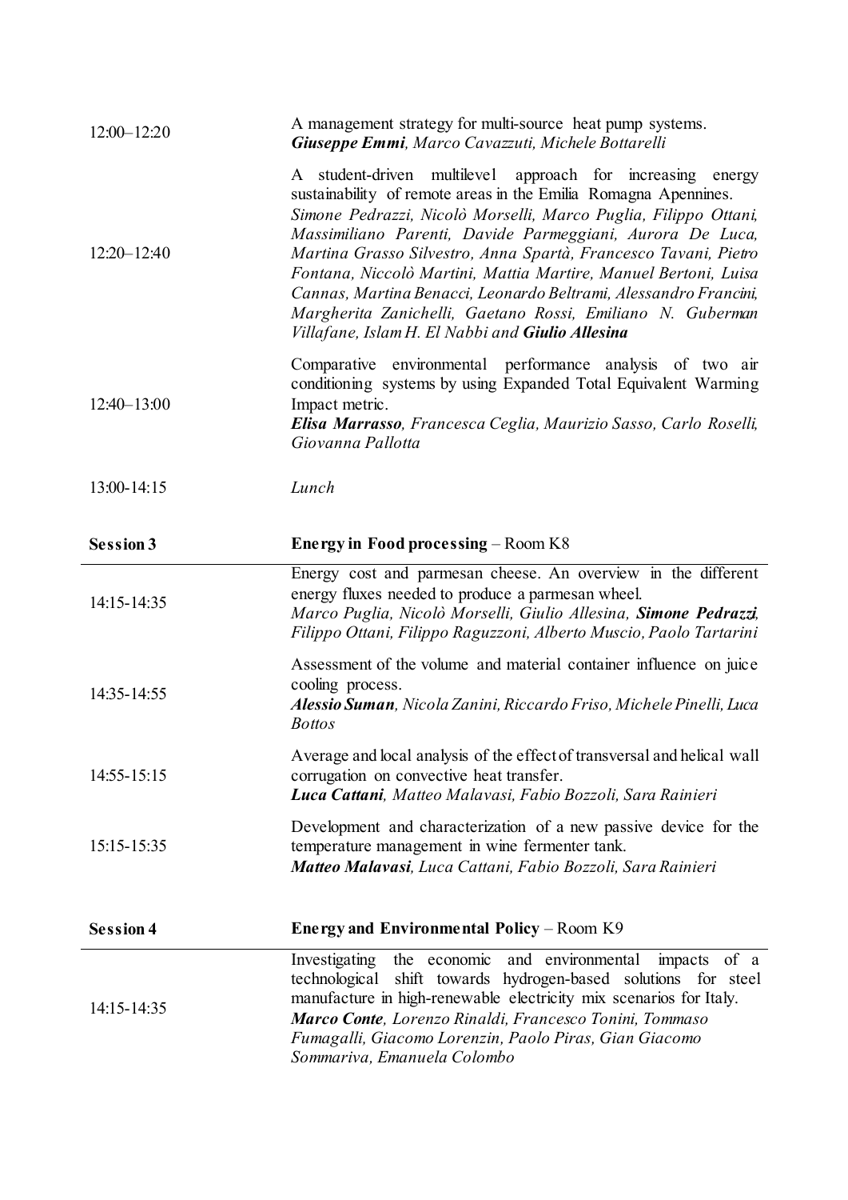| | |
|---|---|
| 12:00–12:20 | A management strategy for multi-source heat pump systems.<br>***Giuseppe Emmi***, *Marco Cavazzuti, Michele Bottarelli* |
| 12:20–12:40 | A student-driven multilevel approach for increasing energy sustainability of remote areas in the Emilia Romagna Apennines.<br>*Simone Pedrazzi, Nicolò Morselli, Marco Puglia, Filippo Ottani, Massimiliano Parenti, Davide Parmeggiani, Aurora De Luca, Martina Grasso Silvestro, Anna Spartà, Francesco Tavani, Pietro Fontana, Niccolò Martini, Mattia Martire, Manuel Bertoni, Luisa Cannas, Martina Benacci, Leonardo Beltrami, Alessandro Francini, Margherita Zanichelli, Gaetano Rossi, Emiliano N. Guberman Villafane, Islam H. El Nabbi and* ***Giulio Allesina*** |
| 12:40–13:00 | Comparative environmental performance analysis of two air conditioning systems by using Expanded Total Equivalent Warming Impact metric.<br>***Elisa Marrasso***, *Francesca Ceglia, Maurizio Sasso, Carlo Roselli, Giovanna Pallotta* |
| 13:00-14:15 | *Lunch* |

| **Session 3** | **Energy in Food processing** – Room K8 |
|---|---|
| 14:15-14:35 | Energy cost and parmesan cheese. An overview in the different energy fluxes needed to produce a parmesan wheel.<br>*Marco Puglia, Nicolò Morselli, Giulio Allesina,* ***Simone Pedrazzi***, *Filippo Ottani, Filippo Raguzzoni, Alberto Muscio, Paolo Tartarini* |
| 14:35-14:55 | Assessment of the volume and material container influence on juice cooling process.<br>***Alessio Suman***, *Nicola Zanini, Riccardo Friso, Michele Pinelli, Luca Bottos* |
| 14:55-15:15 | Average and local analysis of the effect of transversal and helical wall corrugation on convective heat transfer.<br>***Luca Cattani***, *Matteo Malavasi, Fabio Bozzoli, Sara Rainieri* |
| 15:15-15:35 | Development and characterization of a new passive device for the temperature management in wine fermenter tank.<br>***Matteo Malavasi***, *Luca Cattani, Fabio Bozzoli, Sara Rainieri* |

| **Session 4** | **Energy and Environmental Policy** – Room K9 |
|---|---|
| 14:15-14:35 | Investigating the economic and environmental impacts of a technological shift towards hydrogen-based solutions for steel manufacture in high-renewable electricity mix scenarios for Italy.<br>***Marco Conte***, *Lorenzo Rinaldi, Francesco Tonini, Tommaso Fumagalli, Giacomo Lorenzin, Paolo Piras, Gian Giacomo Sommariva, Emanuela Colombo* |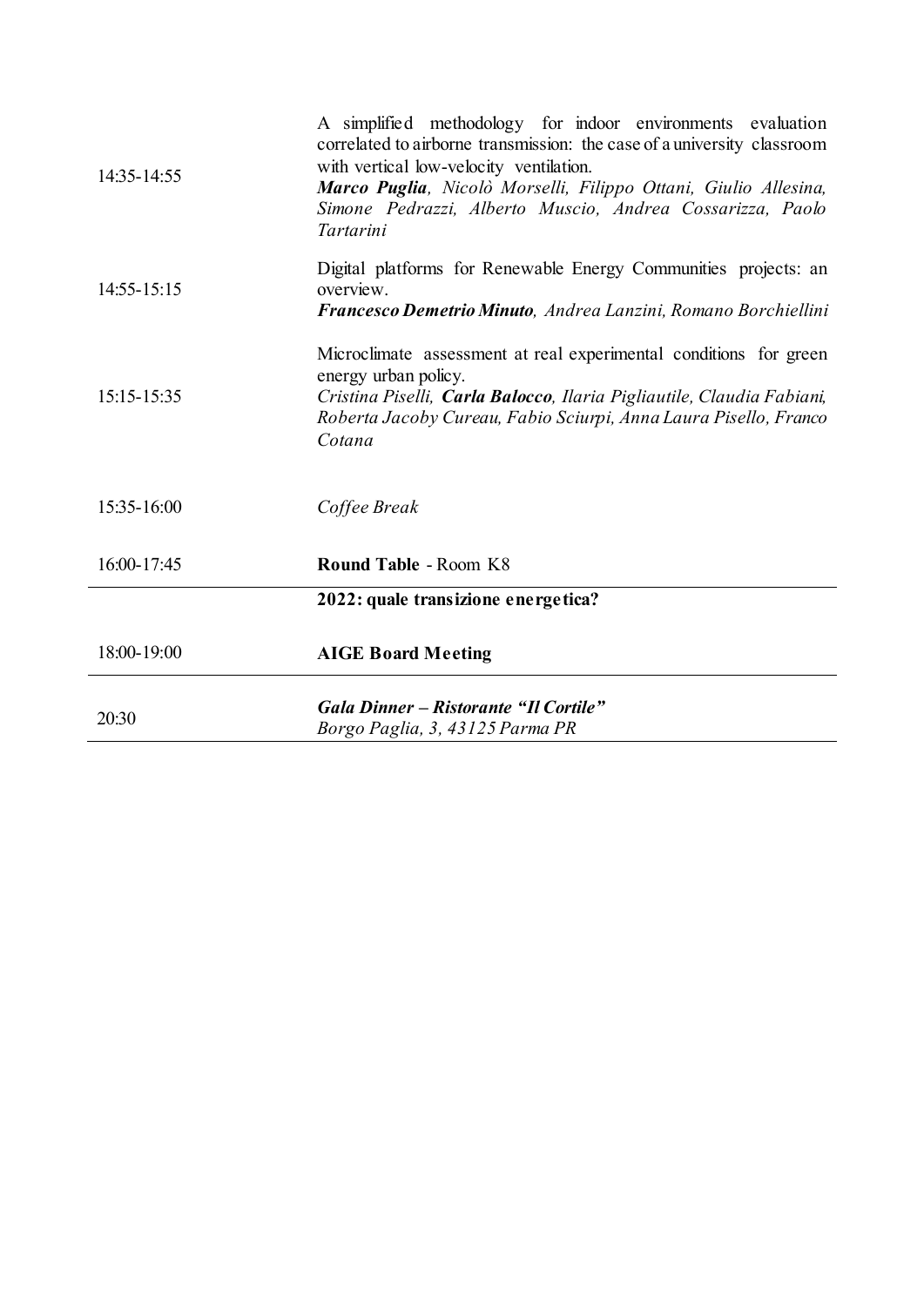| | |
|---|---|
| 14:35-14:55 | A simplified methodology for indoor environments evaluation correlated to airborne transmission: the case of a university classroom with vertical low-velocity ventilation.<br>***Marco Puglia**, Nicolò Morselli, Filippo Ottani, Giulio Allesina, Simone Pedrazzi, Alberto Muscio, Andrea Cossarizza, Paolo Tartarini* |
| 14:55-15:15 | Digital platforms for Renewable Energy Communities projects: an overview.<br>***Francesco Demetrio Minuto**, Andrea Lanzini, Romano Borchiellini* |
| 15:15-15:35 | Microclimate assessment at real experimental conditions for green energy urban policy.<br>*Cristina Piselli, **Carla Balocco**, Ilaria Pigliautile, Claudia Fabiani, Roberta Jacoby Cureau, Fabio Sciurpi, Anna Laura Pisello, Franco Cotana* |
| 15:35-16:00 | *Coffee Break* |
| 16:00-17:45 | **Round Table** - Room K8 |
| | **2022: quale transizione energetica?** |
| 18:00-19:00 | **AIGE Board Meeting** |
| 20:30 | ***Gala Dinner – Ristorante "Il Cortile"***<br>*Borgo Paglia, 3, 43125 Parma PR* |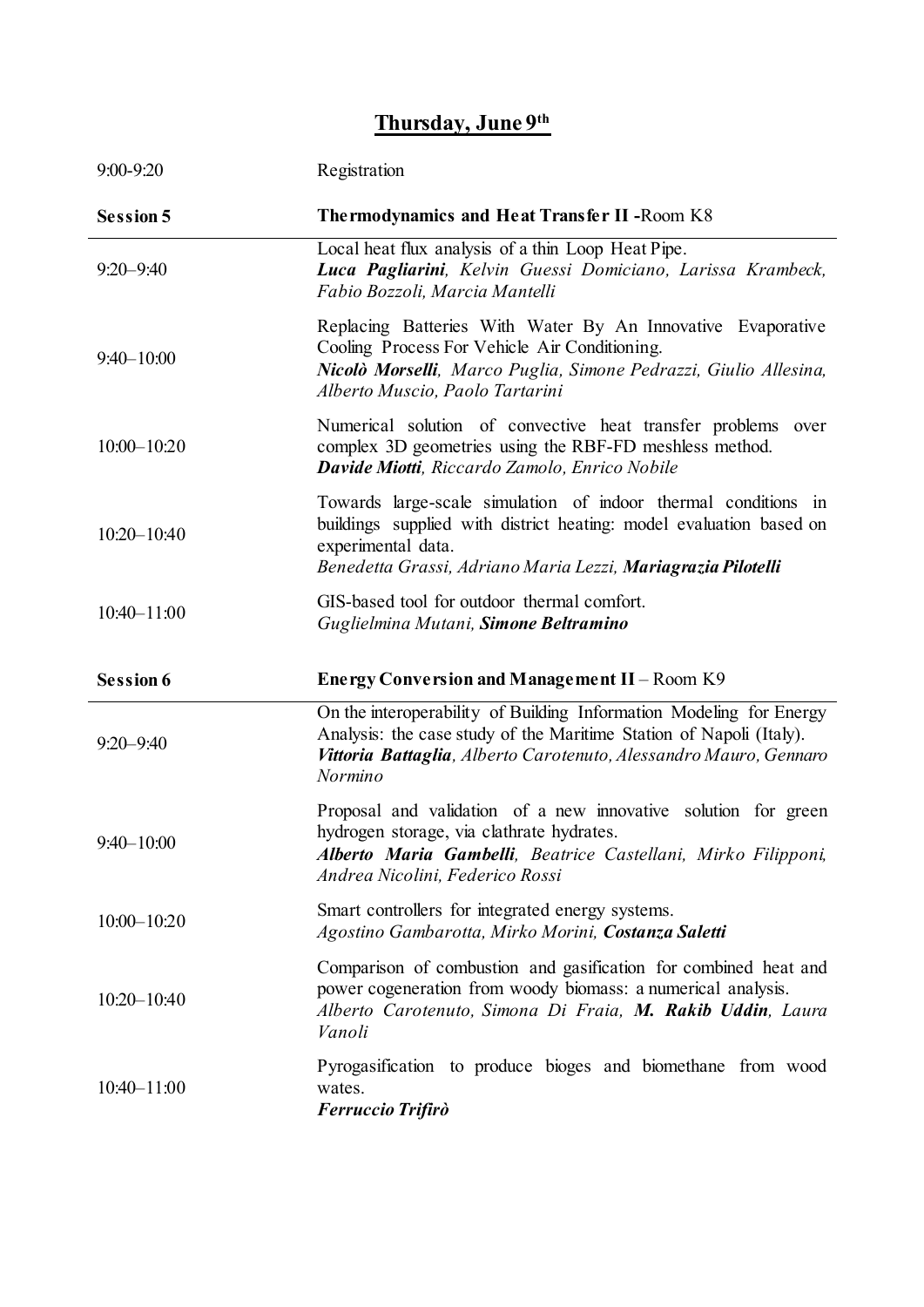# Thursday, June 9th

| | |
|---|---|
| 9:00-9:20 | Registration |
| **Session 5** | **Thermodynamics and Heat Transfer II** -Room K8 |
| 9:20–9:40 | Local heat flux analysis of a thin Loop Heat Pipe.<br>***Luca Pagliarini***, *Kelvin Guessi Domiciano, Larissa Krambeck, Fabio Bozzoli, Marcia Mantelli* |
| 9:40–10:00 | Replacing Batteries With Water By An Innovative Evaporative Cooling Process For Vehicle Air Conditioning.<br>***Nicolò Morselli***, *Marco Puglia, Simone Pedrazzi, Giulio Allesina, Alberto Muscio, Paolo Tartarini* |
| 10:00–10:20 | Numerical solution of convective heat transfer problems over complex 3D geometries using the RBF-FD meshless method.<br>***Davide Miotti***, *Riccardo Zamolo, Enrico Nobile* |
| 10:20–10:40 | Towards large-scale simulation of indoor thermal conditions in buildings supplied with district heating: model evaluation based on experimental data.<br>*Benedetta Grassi, Adriano Maria Lezzi,* ***Mariagrazia Pilotelli*** |
| 10:40–11:00 | GIS-based tool for outdoor thermal comfort.<br>*Guglielmina Mutani,* ***Simone Beltramino*** |
| **Session 6** | **Energy Conversion and Management II** – Room K9 |
| 9:20–9:40 | On the interoperability of Building Information Modeling for Energy Analysis: the case study of the Maritime Station of Napoli (Italy).<br>***Vittoria Battaglia***, *Alberto Carotenuto, Alessandro Mauro, Gennaro Normino* |
| 9:40–10:00 | Proposal and validation of a new innovative solution for green hydrogen storage, via clathrate hydrates.<br>***Alberto Maria Gambelli***, *Beatrice Castellani, Mirko Filipponi, Andrea Nicolini, Federico Rossi* |
| 10:00–10:20 | Smart controllers for integrated energy systems.<br>*Agostino Gambarotta, Mirko Morini,* ***Costanza Saletti*** |
| 10:20–10:40 | Comparison of combustion and gasification for combined heat and power cogeneration from woody biomass: a numerical analysis.<br>*Alberto Carotenuto, Simona Di Fraia,* ***M. Rakib Uddin***, *Laura Vanoli* |
| 10:40–11:00 | Pyrogasification to produce bioges and biomethane from wood wates.<br>***Ferruccio Trifirò*** |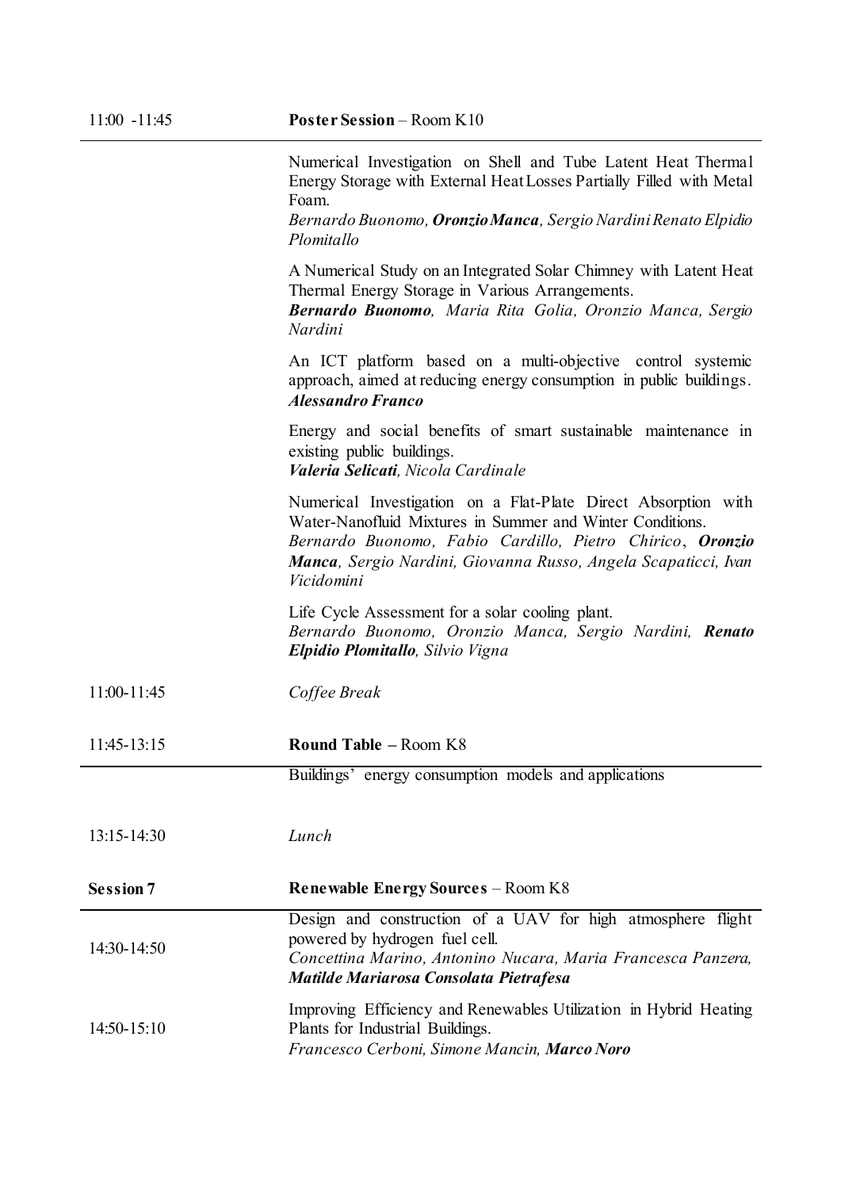| | |
|---|---|
| 11:00 -11:45 | **Poster Session** – Room K10 |
| | Numerical Investigation on Shell and Tube Latent Heat Thermal Energy Storage with External Heat Losses Partially Filled with Metal Foam.<br>*Bernardo Buonomo, **Oronzio Manca**, Sergio Nardini Renato Elpidio Plomitallo* |
| | A Numerical Study on an Integrated Solar Chimney with Latent Heat Thermal Energy Storage in Various Arrangements.<br>***Bernardo Buonomo**, Maria Rita Golia, Oronzio Manca, Sergio Nardini* |
| | An ICT platform based on a multi-objective control systemic approach, aimed at reducing energy consumption in public buildings.<br>***Alessandro Franco*** |
| | Energy and social benefits of smart sustainable maintenance in existing public buildings.<br>***Valeria Selicati**, Nicola Cardinale* |
| | Numerical Investigation on a Flat-Plate Direct Absorption with Water-Nanofluid Mixtures in Summer and Winter Conditions.<br>*Bernardo Buonomo, Fabio Cardillo, Pietro Chirico, **Oronzio Manca**, Sergio Nardini, Giovanna Russo, Angela Scapaticci, Ivan Vicidomini* |
| | Life Cycle Assessment for a solar cooling plant.<br>*Bernardo Buonomo, Oronzio Manca, Sergio Nardini, **Renato Elpidio Plomitallo**, Silvio Vigna* |
| 11:00-11:45 | *Coffee Break* |
| 11:45-13:15 | **Round Table** – Room K8 |
| | Buildings' energy consumption models and applications |
| 13:15-14:30 | *Lunch* |
| **Session 7** | **Renewable Energy Sources** – Room K8 |
| 14:30-14:50 | Design and construction of a UAV for high atmosphere flight powered by hydrogen fuel cell.<br>*Concettina Marino, Antonino Nucara, Maria Francesca Panzera, **Matilde Mariarosa Consolata Pietrafesa*** |
| 14:50-15:10 | Improving Efficiency and Renewables Utilization in Hybrid Heating Plants for Industrial Buildings.<br>*Francesco Cerboni, Simone Mancin, **Marco Noro*** |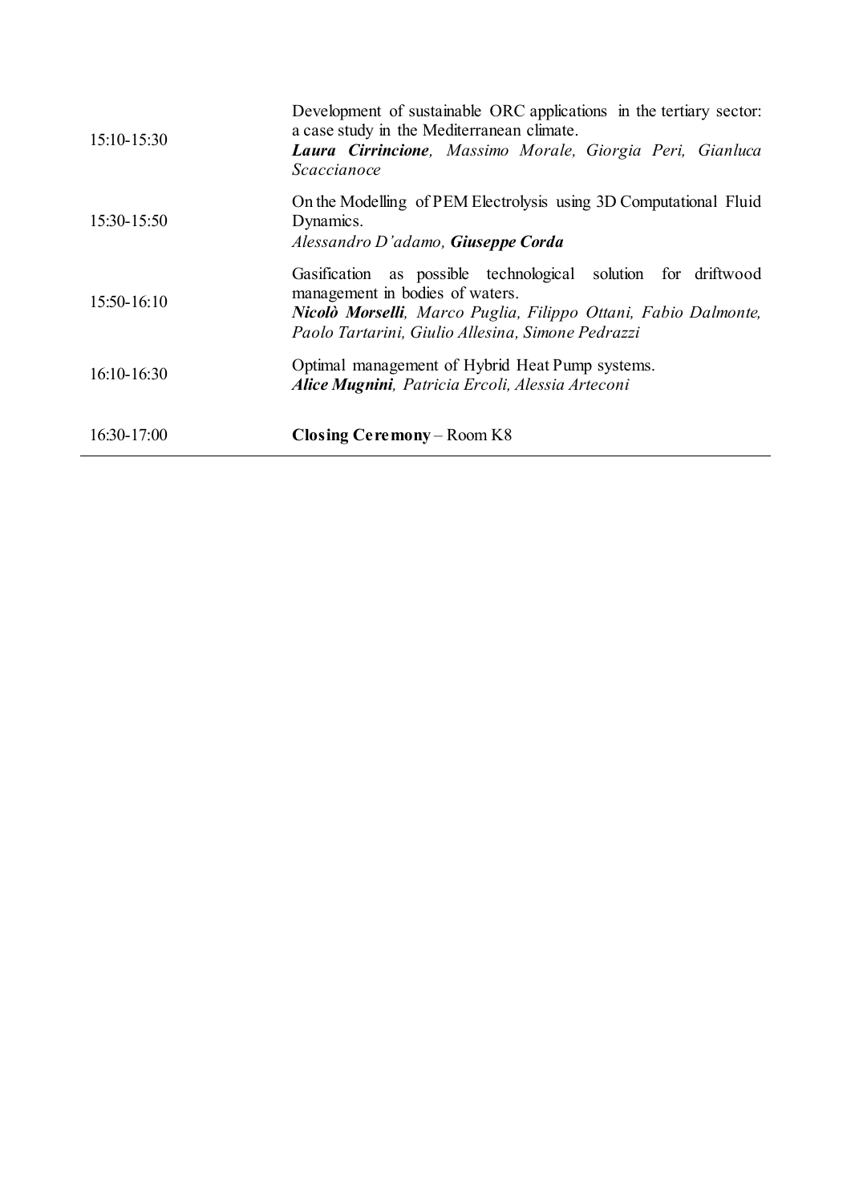| | |
|---|---|
| 15:10-15:30 | Development of sustainable ORC applications in the tertiary sector: a case study in the Mediterranean climate.<br>***Laura Cirrincione****, Massimo Morale, Giorgia Peri, Gianluca Scaccianoce* |
| 15:30-15:50 | On the Modelling of PEM Electrolysis using 3D Computational Fluid Dynamics.<br>*Alessandro D'adamo,* ***Giuseppe Corda*** |
| 15:50-16:10 | Gasification as possible technological solution for driftwood management in bodies of waters.<br>***Nicolò Morselli****, Marco Puglia, Filippo Ottani, Fabio Dalmonte, Paolo Tartarini, Giulio Allesina, Simone Pedrazzi* |
| 16:10-16:30 | Optimal management of Hybrid Heat Pump systems.<br>***Alice Mugnini****, Patricia Ercoli, Alessia Arteconi* |
| 16:30-17:00 | **Closing Ceremony** – Room K8 |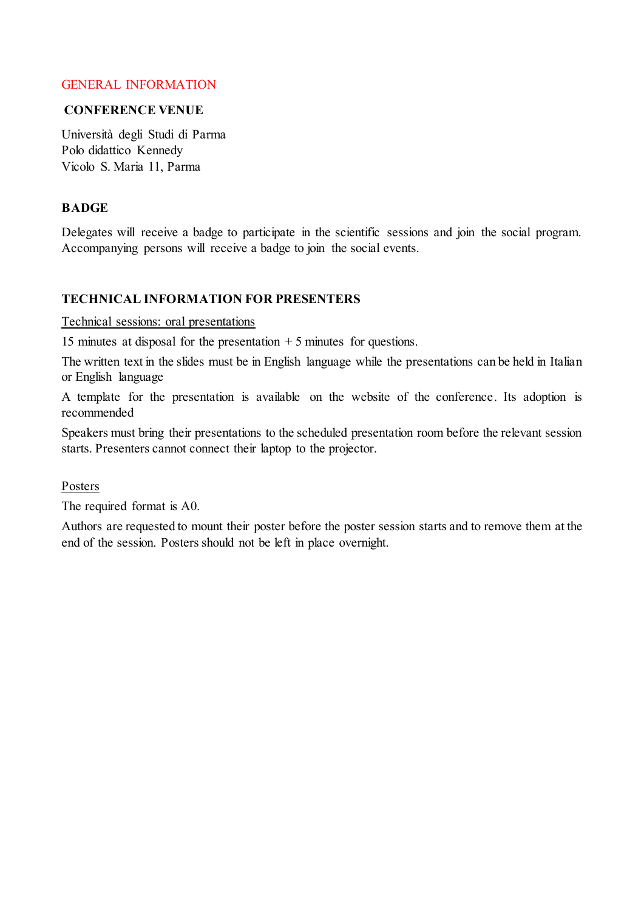# GENERAL INFORMATION

## CONFERENCE VENUE

Università degli Studi di Parma
Polo didattico Kennedy
Vicolo S. Maria 11, Parma

## BADGE

Delegates will receive a badge to participate in the scientific sessions and join the social program. Accompanying persons will receive a badge to join the social events.

## TECHNICAL INFORMATION FOR PRESENTERS

Technical sessions: oral presentations

15 minutes at disposal for the presentation + 5 minutes for questions.

The written text in the slides must be in English language while the presentations can be held in Italian or English language

A template for the presentation is available on the website of the conference. Its adoption is recommended

Speakers must bring their presentations to the scheduled presentation room before the relevant session starts. Presenters cannot connect their laptop to the projector.

Posters

The required format is A0.

Authors are requested to mount their poster before the poster session starts and to remove them at the end of the session. Posters should not be left in place overnight.